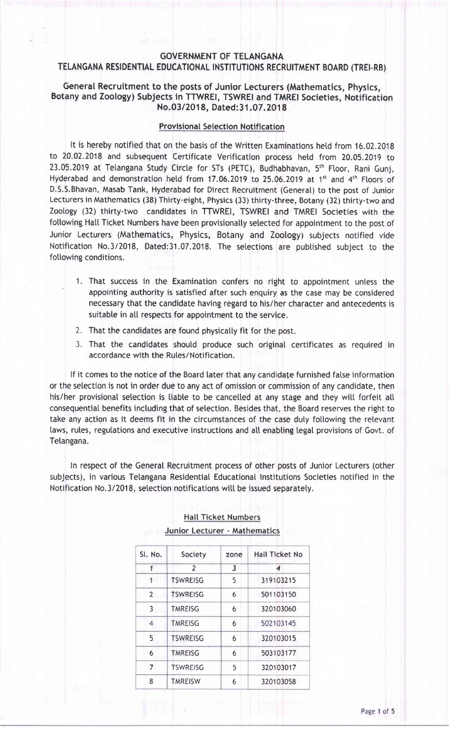# GOVERNMENT OF TELANGANA

## TELANGANA RESIDENTIAL EDUCATIONAL INSTITUTIONS RECRUITMENT BOARD (TREI-RB)

### General Recruitment to the posts of Junior Lecturers (Mathematics, Physics, Botany and Zoology) Subjects in TTWREI, TSWREI and TMREI Societies, Notification No.03/2018, Dated:31.07.2018

#### Provisional Selection Notification

It is hereby notified that on the basis of the Written Examinations held from 16.02.2018 to 20.02.2018 and subsequent Certificate Verification process held from 20.05.2019 to 23.05.2019 at Telangana Study Circle for STs (PETC), Budhabhavan, 5th Floor, Rani Gunj, Hyderabad and demonstration held from 17.06.2019 to 25.06.2019 at 1st and 4th Floors of D.S.S.Bhavan, Masab Tank, Hyderabad for Direct Recruitment (General) to the post of Junior Lecturers in Mathematics (38) Thirty-eight, Physics (33) thirty-three, Botany (32) thirty-two and Zoology (32) thirty-two candidates in TTWREI, TSWREI and TMREI Societies with the following Hall Ticket Numbers have been provisionally selected for appointment to the post of Junior Lecturers (Mathematics, Physics, Botany and Zoology) subjects notified vide Notification No.3/2018, Dated:31.07.2018. The selections are published subject to the following conditions.

1. That success in the Examination confers no right to appointment unless the appointing authority is satisfied after such enquiry as the case may be considered necessary that the candidate having regard to his/her character and antecedents is suitable in all respects for appointment to the service.
2. That the candidates are found physically fit for the post.
3. That the candidates should produce such original certificates as required in accordance with the Rules/Notification.

If it comes to the notice of the Board later that any candidate furnished false information or the selection is not in order due to any act of omission or commission of any candidate, then his/her provisional selection is liable to be cancelled at any stage and they will forfeit all consequential benefits including that of selection. Besides that, the Board reserves the right to take any action as it deems fit in the circumstances of the case duly following the relevant laws, rules, regulations and executive instructions and all enabling legal provisions of Govt. of Telangana.

In respect of the General Recruitment process of other posts of Junior Lecturers (other subjects), in various Telangana Residential Educational Institutions Societies notified in the Notification No.3/2018, selection notifications will be issued separately.

#### Hall Ticket Numbers

#### Junior Lecturer - Mathematics

| Sl. No. | Society | zone | Hall Ticket No |
|---|---|---|---|
| 1 | 2 | 3 | 4 |
| 1 | TSWREISG | 5 | 319103215 |
| 2 | TSWREISG | 6 | 501103150 |
| 3 | TMREISG | 6 | 320103060 |
| 4 | TMREISG | 6 | 502103145 |
| 5 | TSWREISG | 6 | 320103015 |
| 6 | TMREISG | 6 | 503103177 |
| 7 | TSWREISG | 5 | 320103017 |
| 8 | TMREISW | 6 | 320103058 |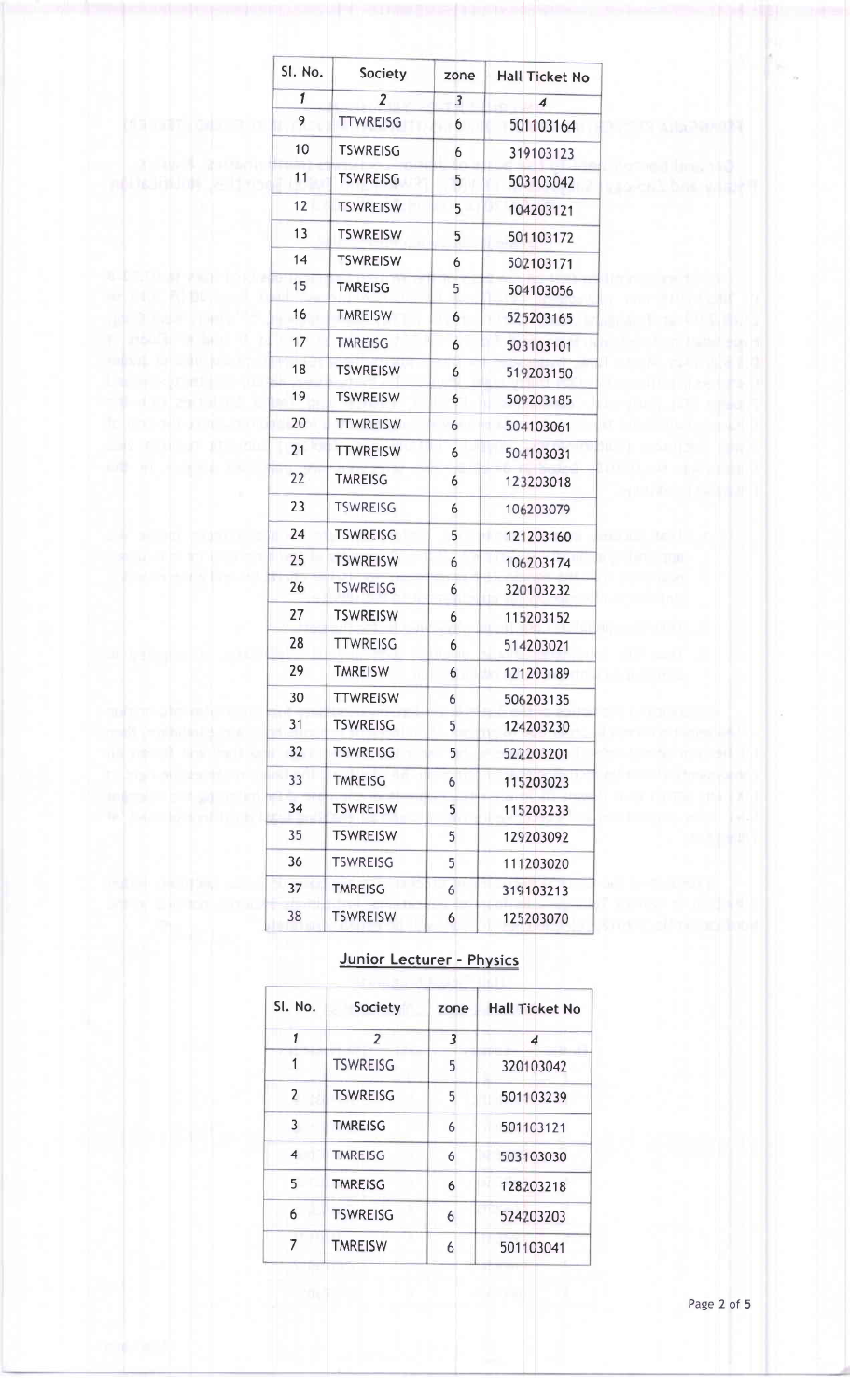| Sl. No. | Society | zone | Hall Ticket No |
|---|---|---|---|
| 1 | 2 | 3 | 4 |
| 9 | TTWREISG | 6 | 501103164 |
| 10 | TSWREISG | 6 | 319103123 |
| 11 | TSWREISG | 5 | 503103042 |
| 12 | TSWREISW | 5 | 104203121 |
| 13 | TSWREISW | 5 | 501103172 |
| 14 | TSWREISW | 6 | 502103171 |
| 15 | TMREISG | 5 | 504103056 |
| 16 | TMREISW | 6 | 525203165 |
| 17 | TMREISG | 6 | 503103101 |
| 18 | TSWREISW | 6 | 519203150 |
| 19 | TSWREISW | 6 | 509203185 |
| 20 | TTWREISW | 6 | 504103061 |
| 21 | TTWREISW | 6 | 504103031 |
| 22 | TMREISG | 6 | 123203018 |
| 23 | TSWREISG | 6 | 106203079 |
| 24 | TSWREISG | 5 | 121203160 |
| 25 | TSWREISW | 6 | 106203174 |
| 26 | TSWREISG | 6 | 320103232 |
| 27 | TSWREISW | 6 | 115203152 |
| 28 | TTWREISG | 6 | 514203021 |
| 29 | TMREISW | 6 | 121203189 |
| 30 | TTWREISW | 6 | 506203135 |
| 31 | TSWREISG | 5 | 124203230 |
| 32 | TSWREISG | 5 | 522203201 |
| 33 | TMREISG | 6 | 115203023 |
| 34 | TSWREISW | 5 | 115203233 |
| 35 | TSWREISW | 5 | 129203092 |
| 36 | TSWREISG | 5 | 111203020 |
| 37 | TMREISG | 6 | 319103213 |
| 38 | TSWREISW | 6 | 125203070 |

## Junior Lecturer - Physics

| Sl. No. | Society | zone | Hall Ticket No |
|---|---|---|---|
| 1 | 2 | 3 | 4 |
| 1 | TSWREISG | 5 | 320103042 |
| 2 | TSWREISG | 5 | 501103239 |
| 3 | TMREISG | 6 | 501103121 |
| 4 | TMREISG | 6 | 503103030 |
| 5 | TMREISG | 6 | 128203218 |
| 6 | TSWREISG | 6 | 524203203 |
| 7 | TMREISW | 6 | 501103041 |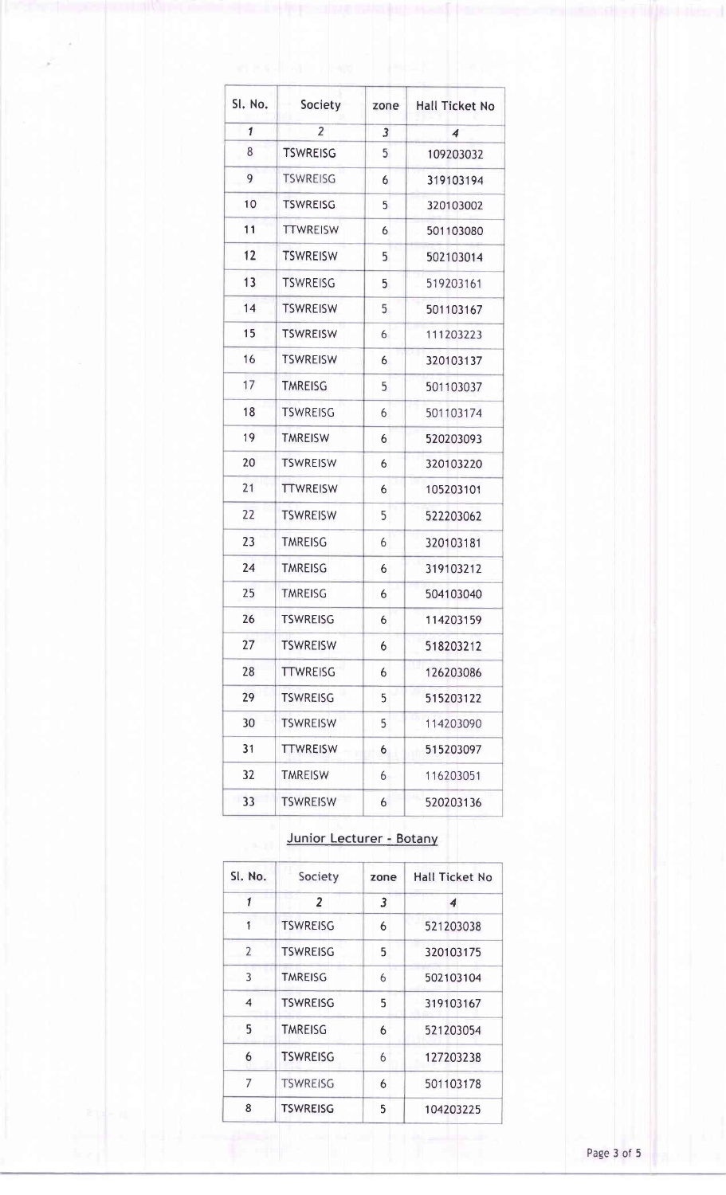| Sl. No. | Society | zone | Hall Ticket No |
|---|---|---|---|
| *1* | *2* | *3* | *4* |
| 8 | TSWREISG | 5 | 109203032 |
| 9 | TSWREISG | 6 | 319103194 |
| 10 | TSWREISG | 5 | 320103002 |
| 11 | TTWREISW | 6 | 501103080 |
| 12 | TSWREISW | 5 | 502103014 |
| 13 | TSWREISG | 5 | 519203161 |
| 14 | TSWREISW | 5 | 501103167 |
| 15 | TSWREISW | 6 | 111203223 |
| 16 | TSWREISW | 6 | 320103137 |
| 17 | TMREISG | 5 | 501103037 |
| 18 | TSWREISG | 6 | 501103174 |
| 19 | TMREISW | 6 | 520203093 |
| 20 | TSWREISW | 6 | 320103220 |
| 21 | TTWREISW | 6 | 105203101 |
| 22 | TSWREISW | 5 | 522203062 |
| 23 | TMREISG | 6 | 320103181 |
| 24 | TMREISG | 6 | 319103212 |
| 25 | TMREISG | 6 | 504103040 |
| 26 | TSWREISG | 6 | 114203159 |
| 27 | TSWREISW | 6 | 518203212 |
| 28 | TTWREISG | 6 | 126203086 |
| 29 | TSWREISG | 5 | 515203122 |
| 30 | TSWREISW | 5 | 114203090 |
| 31 | TTWREISW | 6 | 515203097 |
| 32 | TMREISW | 6 | 116203051 |
| 33 | TSWREISW | 6 | 520203136 |

## Junior Lecturer - Botany

| Sl. No. | Society | zone | Hall Ticket No |
|---|---|---|---|
| *1* | *2* | *3* | *4* |
| 1 | TSWREISG | 6 | 521203038 |
| 2 | TSWREISG | 5 | 320103175 |
| 3 | TMREISG | 6 | 502103104 |
| 4 | TSWREISG | 5 | 319103167 |
| 5 | TMREISG | 6 | 521203054 |
| 6 | TSWREISG | 6 | 127203238 |
| 7 | TSWREISG | 6 | 501103178 |
| 8 | TSWREISG | 5 | 104203225 |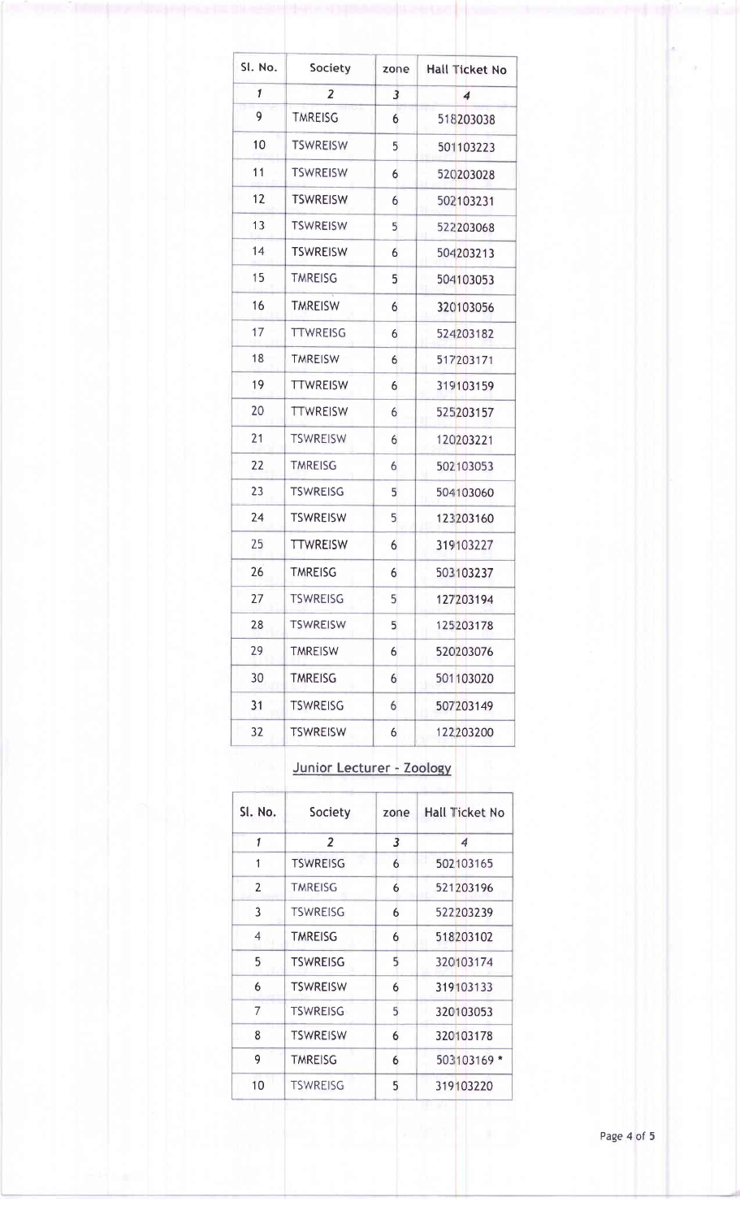| Sl. No. | Society | zone | Hall Ticket No |
|---|---|---|---|
| 1 | 2 | 3 | 4 |
| 9 | TMREISG | 6 | 518203038 |
| 10 | TSWREISW | 5 | 501103223 |
| 11 | TSWREISW | 6 | 520203028 |
| 12 | TSWREISW | 6 | 502103231 |
| 13 | TSWREISW | 5 | 522203068 |
| 14 | TSWREISW | 6 | 504203213 |
| 15 | TMREISG | 5 | 504103053 |
| 16 | TMREISW | 6 | 320103056 |
| 17 | TTWREISG | 6 | 524203182 |
| 18 | TMREISW | 6 | 517203171 |
| 19 | TTWREISW | 6 | 319103159 |
| 20 | TTWREISW | 6 | 525203157 |
| 21 | TSWREISW | 6 | 120203221 |
| 22 | TMREISG | 6 | 502103053 |
| 23 | TSWREISG | 5 | 504103060 |
| 24 | TSWREISW | 5 | 123203160 |
| 25 | TTWREISW | 6 | 319103227 |
| 26 | TMREISG | 6 | 503103237 |
| 27 | TSWREISG | 5 | 127203194 |
| 28 | TSWREISW | 5 | 125203178 |
| 29 | TMREISW | 6 | 520203076 |
| 30 | TMREISG | 6 | 501103020 |
| 31 | TSWREISG | 6 | 507203149 |
| 32 | TSWREISW | 6 | 122203200 |

## Junior Lecturer - Zoology

| Sl. No. | Society | zone | Hall Ticket No |
|---|---|---|---|
| 1 | 2 | 3 | 4 |
| 1 | TSWREISG | 6 | 502103165 |
| 2 | TMREISG | 6 | 521203196 |
| 3 | TSWREISG | 6 | 522203239 |
| 4 | TMREISG | 6 | 518203102 |
| 5 | TSWREISG | 5 | 320103174 |
| 6 | TSWREISW | 6 | 319103133 |
| 7 | TSWREISG | 5 | 320103053 |
| 8 | TSWREISW | 6 | 320103178 |
| 9 | TMREISG | 6 | 503103169 * |
| 10 | TSWREISG | 5 | 319103220 |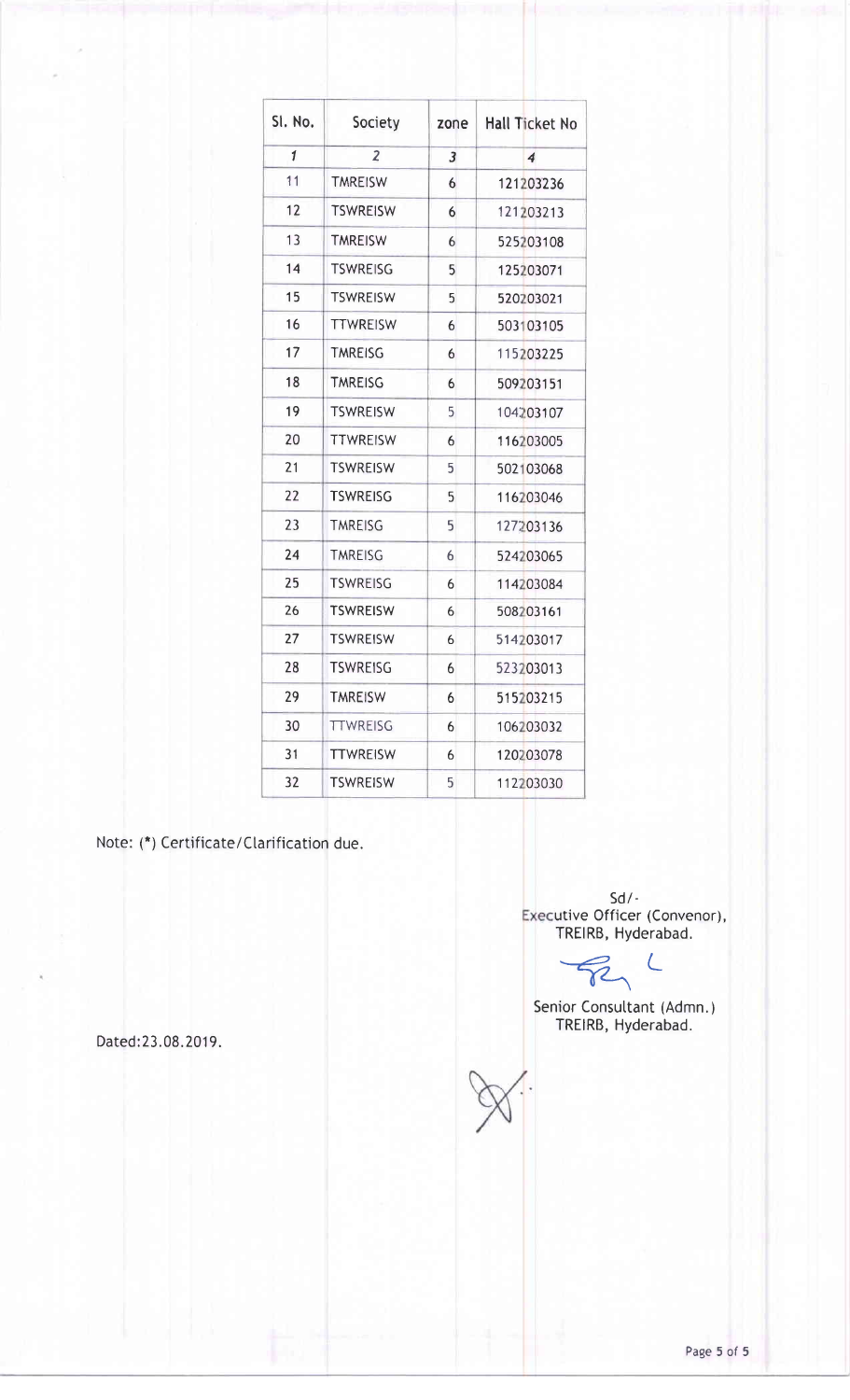| Sl. No. | Society | zone | Hall Ticket No |
|---|---|---|---|
| 1 | 2 | 3 | 4 |
| 11 | TMREISW | 6 | 121203236 |
| 12 | TSWREISW | 6 | 121203213 |
| 13 | TMREISW | 6 | 525203108 |
| 14 | TSWREISG | 5 | 125203071 |
| 15 | TSWREISW | 5 | 520203021 |
| 16 | TTWREISW | 6 | 503103105 |
| 17 | TMREISG | 6 | 115203225 |
| 18 | TMREISG | 6 | 509203151 |
| 19 | TSWREISW | 5 | 104203107 |
| 20 | TTWREISW | 6 | 116203005 |
| 21 | TSWREISW | 5 | 502103068 |
| 22 | TSWREISG | 5 | 116203046 |
| 23 | TMREISG | 5 | 127203136 |
| 24 | TMREISG | 6 | 524203065 |
| 25 | TSWREISG | 6 | 114203084 |
| 26 | TSWREISW | 6 | 508203161 |
| 27 | TSWREISW | 6 | 514203017 |
| 28 | TSWREISG | 6 | 523203013 |
| 29 | TMREISW | 6 | 515203215 |
| 30 | TTWREISG | 6 | 106203032 |
| 31 | TTWREISW | 6 | 120203078 |
| 32 | TSWREISW | 5 | 112203030 |

Note: (*) Certificate/Clarification due.

Sd/-
Executive Officer (Convenor),
TREIRB, Hyderabad.

Senior Consultant (Admn.)
TREIRB, Hyderabad.

Dated:23.08.2019.